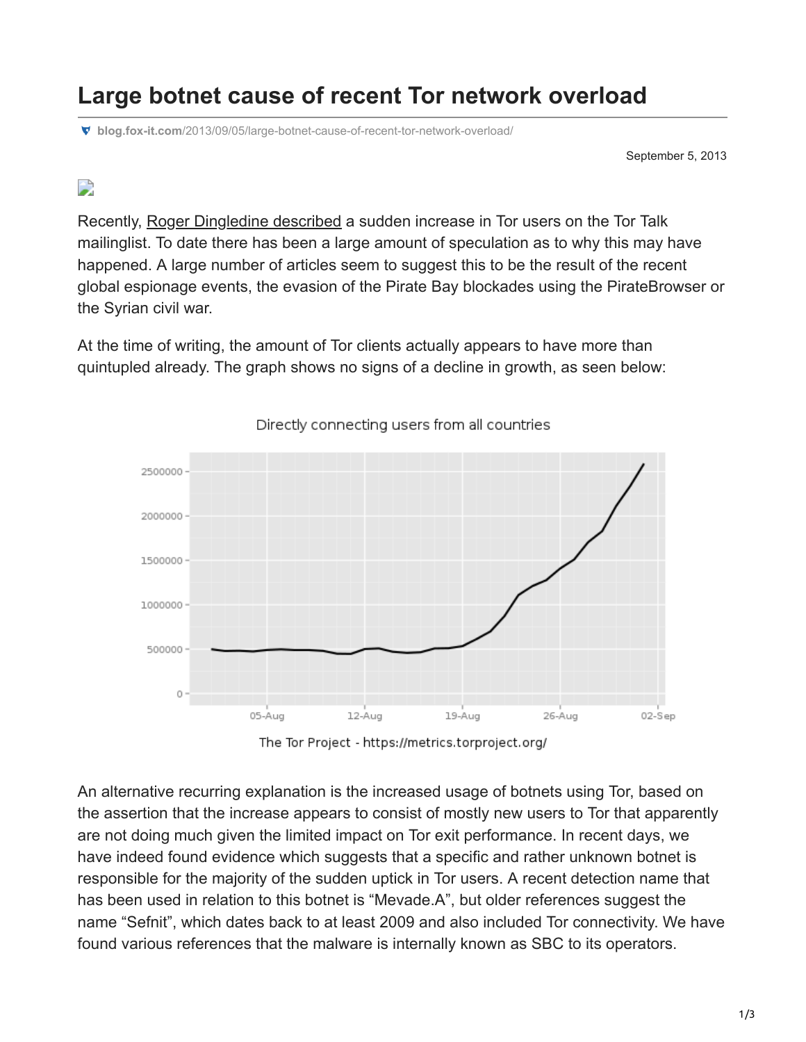# Large botnet cause of recent Tor network overload

blog.fox-it.com/2013/09/05/large-botnet-cause-of-recent-tor-network-overload/

September 5, 2013

Recently, Roger Dingledine described a sudden increase in Tor users on the Tor Talk mailinglist. To date there has been a large amount of speculation as to why this may have happened. A large number of articles seem to suggest this to be the result of the recent global espionage events, the evasion of the Pirate Bay blockades using the PirateBrowser or the Syrian civil war.

At the time of writing, the amount of Tor clients actually appears to have more than quintupled already. The graph shows no signs of a decline in growth, as seen below:

Directly connecting users from all countries

The Tor Project - https://metrics.torproject.org/

An alternative recurring explanation is the increased usage of botnets using Tor, based on the assertion that the increase appears to consist of mostly new users to Tor that apparently are not doing much given the limited impact on Tor exit performance. In recent days, we have indeed found evidence which suggests that a specific and rather unknown botnet is responsible for the majority of the sudden uptick in Tor users. A recent detection name that has been used in relation to this botnet is "Mevade.A", but older references suggest the name "Sefnit", which dates back to at least 2009 and also included Tor connectivity. We have found various references that the malware is internally known as SBC to its operators.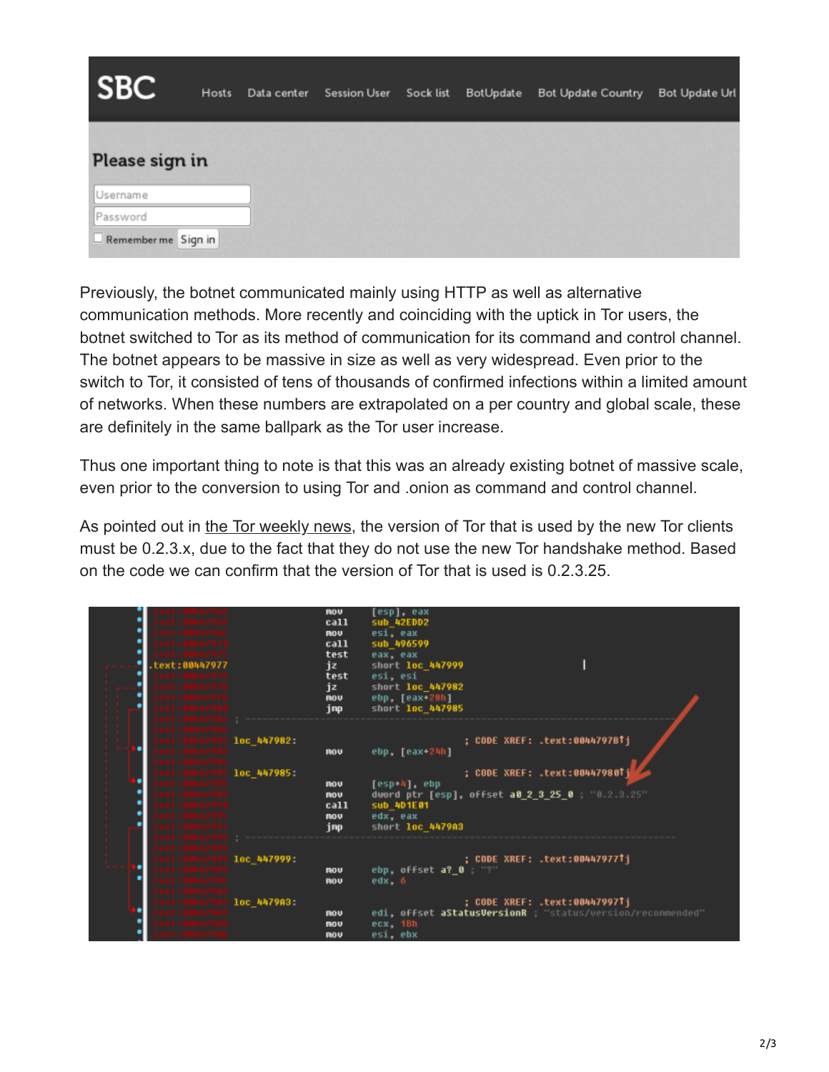Previously, the botnet communicated mainly using HTTP as well as alternative communication methods. More recently and coinciding with the uptick in Tor users, the botnet switched to Tor as its method of communication for its command and control channel. The botnet appears to be massive in size as well as very widespread. Even prior to the switch to Tor, it consisted of tens of thousands of confirmed infections within a limited amount of networks. When these numbers are extrapolated on a per country and global scale, these are definitely in the same ballpark as the Tor user increase.

Thus one important thing to note is that this was an already existing botnet of massive scale, even prior to the conversion to using Tor and .onion as command and control channel.

As pointed out in the Tor weekly news, the version of Tor that is used by the new Tor clients must be 0.2.3.x, due to the fact that they do not use the new Tor handshake method. Based on the code we can confirm that the version of Tor that is used is 0.2.3.25.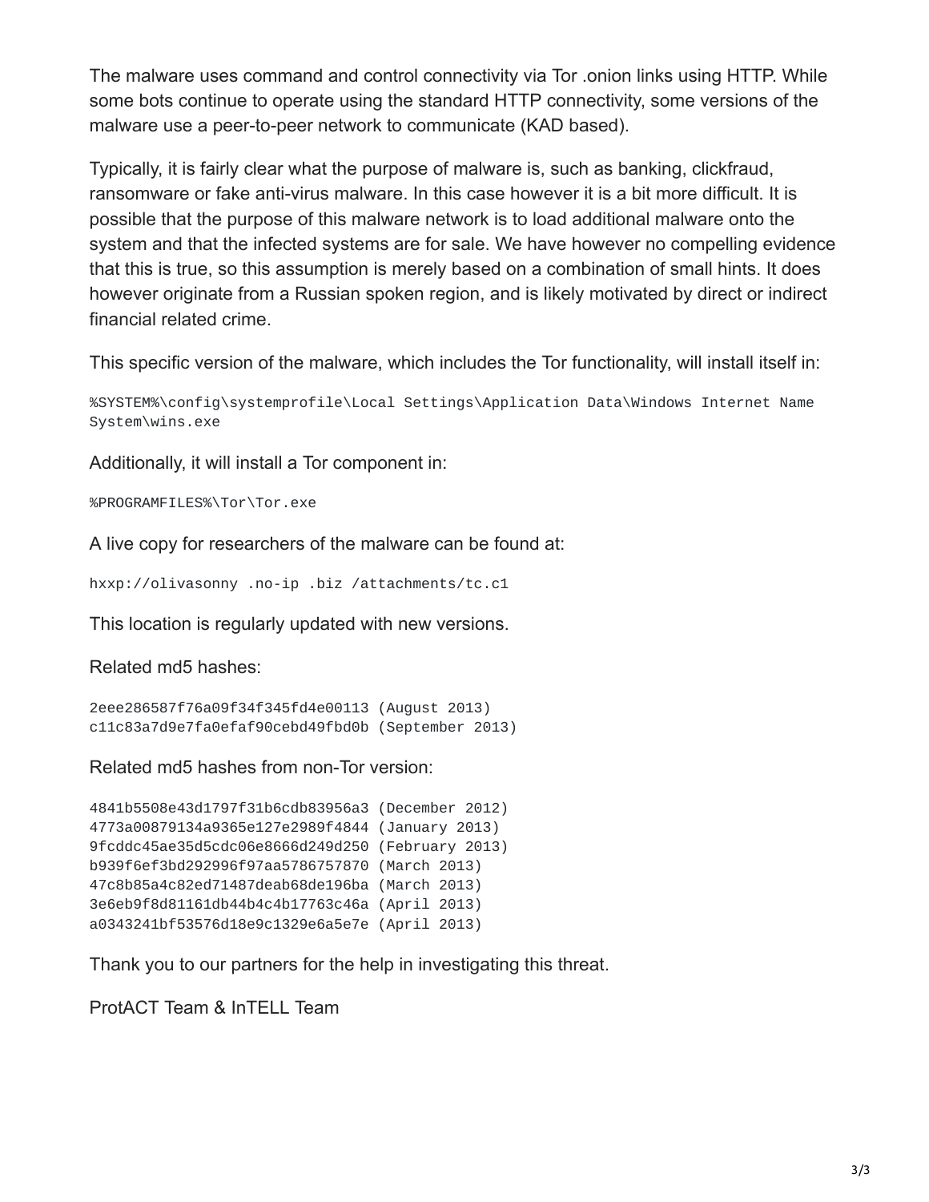The malware uses command and control connectivity via Tor .onion links using HTTP. While some bots continue to operate using the standard HTTP connectivity, some versions of the malware use a peer-to-peer network to communicate (KAD based).

Typically, it is fairly clear what the purpose of malware is, such as banking, clickfraud, ransomware or fake anti-virus malware. In this case however it is a bit more difficult. It is possible that the purpose of this malware network is to load additional malware onto the system and that the infected systems are for sale. We have however no compelling evidence that this is true, so this assumption is merely based on a combination of small hints. It does however originate from a Russian spoken region, and is likely motivated by direct or indirect financial related crime.

This specific version of the malware, which includes the Tor functionality, will install itself in:

```
%SYSTEM%\config\systemprofile\Local Settings\Application Data\Windows Internet Name System\wins.exe
```

Additionally, it will install a Tor component in:

```
%PROGRAMFILES%\Tor\Tor.exe
```

A live copy for researchers of the malware can be found at:

```
hxxp://olivasonny .no-ip .biz /attachments/tc.c1
```

This location is regularly updated with new versions.

Related md5 hashes:

```
2eee286587f76a09f34f345fd4e00113 (August 2013)
c11c83a7d9e7fa0efaf90cebd49fbd0b (September 2013)
```

Related md5 hashes from non-Tor version:

```
4841b5508e43d1797f31b6cdb83956a3 (December 2012)
4773a00879134a9365e127e2989f4844 (January 2013)
9fcddc45ae35d5cdc06e8666d249d250 (February 2013)
b939f6ef3bd292996f97aa5786757870 (March 2013)
47c8b85a4c82ed71487deab68de196ba (March 2013)
3e6eb9f8d81161db44b4c4b17763c46a (April 2013)
a0343241bf53576d18e9c1329e6a5e7e (April 2013)
```

Thank you to our partners for the help in investigating this threat.

ProtACT Team & InTELL Team